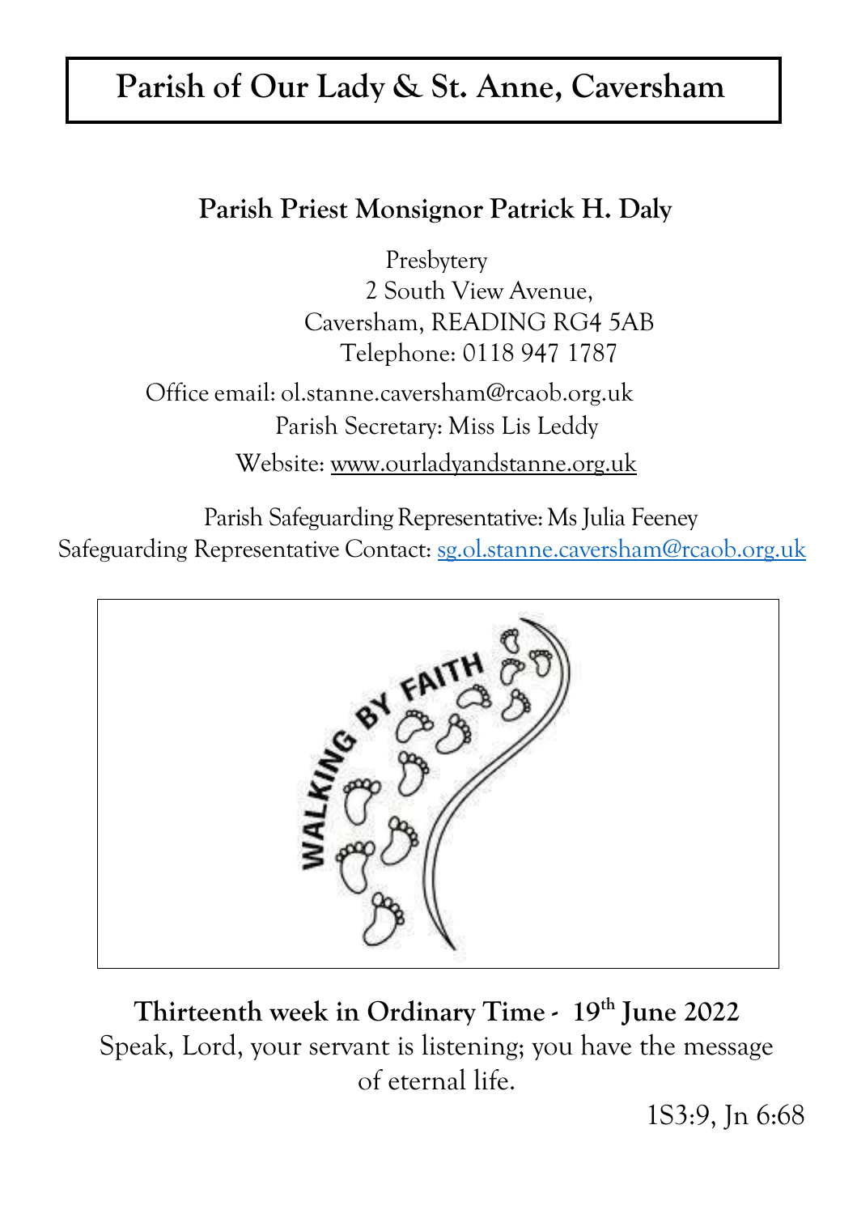# Parish of Our Lady & St. Anne, Caversham

**Parish Priest Monsignor Patrick H. Daly**

Presbytery
2 South View Avenue,
Caversham, READING RG4 5AB
Telephone: 0118 947 1787

Office email: ol.stanne.caversham@rcaob.org.uk
Parish Secretary: Miss Lis Leddy
Website: www.ourladyandstanne.org.uk

Parish Safeguarding Representative: Ms Julia Feeney
Safeguarding Representative Contact: sg.ol.stanne.caversham@rcaob.org.uk

**Thirteenth week in Ordinary Time - 19th June 2022**

Speak, Lord, your servant is listening; you have the message of eternal life.

1S3:9, Jn 6:68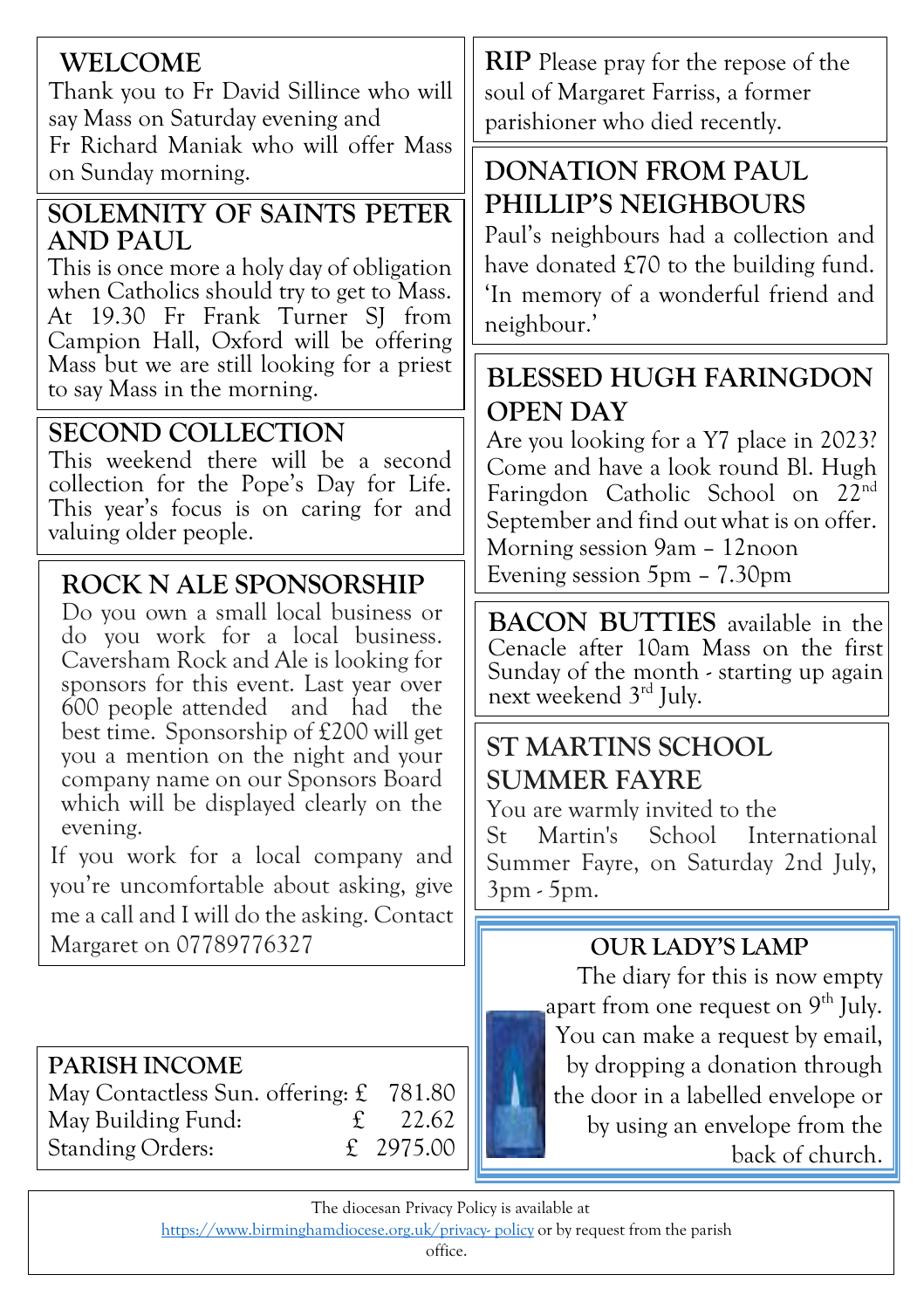## WELCOME

Thank you to Fr David Sillince who will say Mass on Saturday evening and Fr Richard Maniak who will offer Mass on Sunday morning.

## SOLEMNITY OF SAINTS PETER AND PAUL

This is once more a holy day of obligation when Catholics should try to get to Mass. At 19.30 Fr Frank Turner SJ from Campion Hall, Oxford will be offering Mass but we are still looking for a priest to say Mass in the morning.

## SECOND COLLECTION

This weekend there will be a second collection for the Pope's Day for Life. This year's focus is on caring for and valuing older people.

## ROCK N ALE SPONSORSHIP

Do you own a small local business or do you work for a local business. Caversham Rock and Ale is looking for sponsors for this event. Last year over 600 people attended and had the best time. Sponsorship of £200 will get you a mention on the night and your company name on our Sponsors Board which will be displayed clearly on the evening.

If you work for a local company and you're uncomfortable about asking, give me a call and I will do the asking. Contact Margaret on 07789776327

## PARISH INCOME

| | |
|---|---|
| May Contactless Sun. offering: | £ 781.80 |
| May Building Fund: | £ 22.62 |
| Standing Orders: | £ 2975.00 |

**RIP** Please pray for the repose of the soul of Margaret Farriss, a former parishioner who died recently.

## DONATION FROM PAUL PHILLIP'S NEIGHBOURS

Paul's neighbours had a collection and have donated £70 to the building fund. 'In memory of a wonderful friend and neighbour.'

## BLESSED HUGH FARINGDON OPEN DAY

Are you looking for a Y7 place in 2023? Come and have a look round Bl. Hugh Faringdon Catholic School on 22nd September and find out what is on offer.

Morning session 9am – 12noon

Evening session 5pm – 7.30pm

**BACON BUTTIES** available in the Cenacle after 10am Mass on the first Sunday of the month - starting up again next weekend 3rd July.

## ST MARTINS SCHOOL SUMMER FAYRE

You are warmly invited to the St Martin's School International Summer Fayre, on Saturday 2nd July, 3pm - 5pm.

## OUR LADY'S LAMP

The diary for this is now empty apart from one request on 9th July. You can make a request by email, by dropping a donation through the door in a labelled envelope or by using an envelope from the back of church.

The diocesan Privacy Policy is available at https://www.birminghamdiocese.org.uk/privacy- policy or by request from the parish office.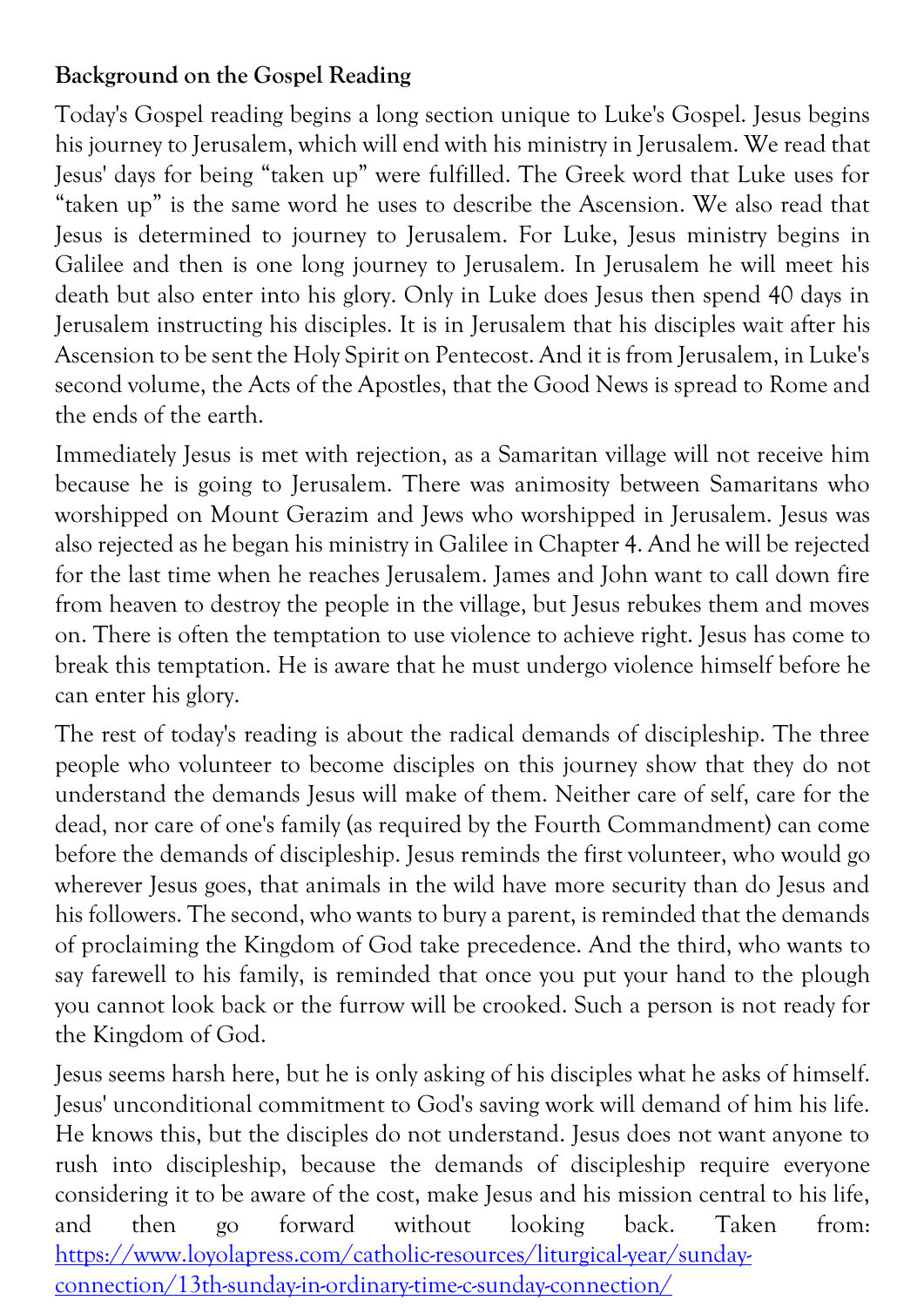**Background on the Gospel Reading**

Today's Gospel reading begins a long section unique to Luke's Gospel. Jesus begins his journey to Jerusalem, which will end with his ministry in Jerusalem. We read that Jesus' days for being "taken up" were fulfilled. The Greek word that Luke uses for "taken up" is the same word he uses to describe the Ascension. We also read that Jesus is determined to journey to Jerusalem. For Luke, Jesus ministry begins in Galilee and then is one long journey to Jerusalem. In Jerusalem he will meet his death but also enter into his glory. Only in Luke does Jesus then spend 40 days in Jerusalem instructing his disciples. It is in Jerusalem that his disciples wait after his Ascension to be sent the Holy Spirit on Pentecost. And it is from Jerusalem, in Luke's second volume, the Acts of the Apostles, that the Good News is spread to Rome and the ends of the earth.

Immediately Jesus is met with rejection, as a Samaritan village will not receive him because he is going to Jerusalem. There was animosity between Samaritans who worshipped on Mount Gerazim and Jews who worshipped in Jerusalem. Jesus was also rejected as he began his ministry in Galilee in Chapter 4. And he will be rejected for the last time when he reaches Jerusalem. James and John want to call down fire from heaven to destroy the people in the village, but Jesus rebukes them and moves on. There is often the temptation to use violence to achieve right. Jesus has come to break this temptation. He is aware that he must undergo violence himself before he can enter his glory.

The rest of today's reading is about the radical demands of discipleship. The three people who volunteer to become disciples on this journey show that they do not understand the demands Jesus will make of them. Neither care of self, care for the dead, nor care of one's family (as required by the Fourth Commandment) can come before the demands of discipleship. Jesus reminds the first volunteer, who would go wherever Jesus goes, that animals in the wild have more security than do Jesus and his followers. The second, who wants to bury a parent, is reminded that the demands of proclaiming the Kingdom of God take precedence. And the third, who wants to say farewell to his family, is reminded that once you put your hand to the plough you cannot look back or the furrow will be crooked. Such a person is not ready for the Kingdom of God.

Jesus seems harsh here, but he is only asking of his disciples what he asks of himself. Jesus' unconditional commitment to God's saving work will demand of him his life. He knows this, but the disciples do not understand. Jesus does not want anyone to rush into discipleship, because the demands of discipleship require everyone considering it to be aware of the cost, make Jesus and his mission central to his life, and then go forward without looking back. Taken from: [https://www.loyolapress.com/catholic-resources/liturgical-year/sunday-connection/13th-sunday-in-ordinary-time-c-sunday-connection/](https://www.loyolapress.com/catholic-resources/liturgical-year/sunday-connection/13th-sunday-in-ordinary-time-c-sunday-connection/)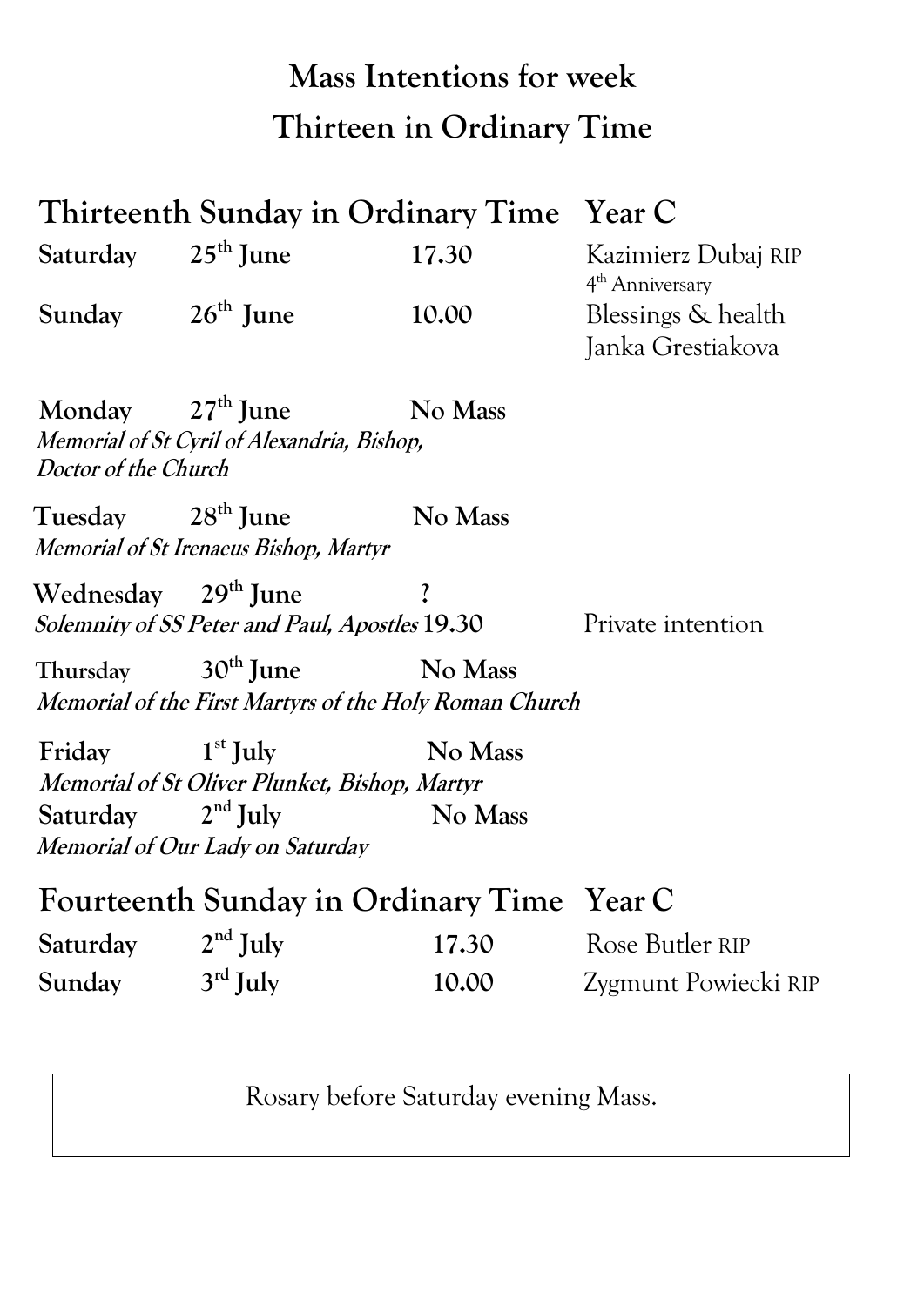# Mass Intentions for week Thirteen in Ordinary Time

## Thirteen­th Sunday in Ordinary Time Year C

| | | | |
|---|---|---|---|
| **Saturday** | **25th June** | **17.30** | Kazimierz Dubaj RIP 4th Anniversary |
| **Sunday** | **26th June** | **10.00** | Blessings & health Janka Grestiakova |

**Monday 27th June No Mass**
***Memorial of St Cyril of Alexandria, Bishop, Doctor of the Church***

**Tuesday 28th June No Mass**
***Memorial of St Irenaeus Bishop, Martyr***

**Wednesday 29th June ?**
***Solemnity of SS Peter and Paul, Apostles* 19.30** Private intention

**Thursday 30th June No Mass**
***Memorial of the First Martyrs of the Holy Roman Church***

**Friday 1st July No Mass**
***Memorial of St Oliver Plunket, Bishop, Martyr***

**Saturday 2nd July No Mass**
***Memorial of Our Lady on Saturday***

## Fourteenth Sunday in Ordinary Time Year C

| | | | |
|---|---|---|---|
| **Saturday** | **2nd July** | **17.30** | Rose Butler RIP |
| **Sunday** | **3rd July** | **10.00** | Zygmunt Powiecki RIP |

Rosary before Saturday evening Mass.